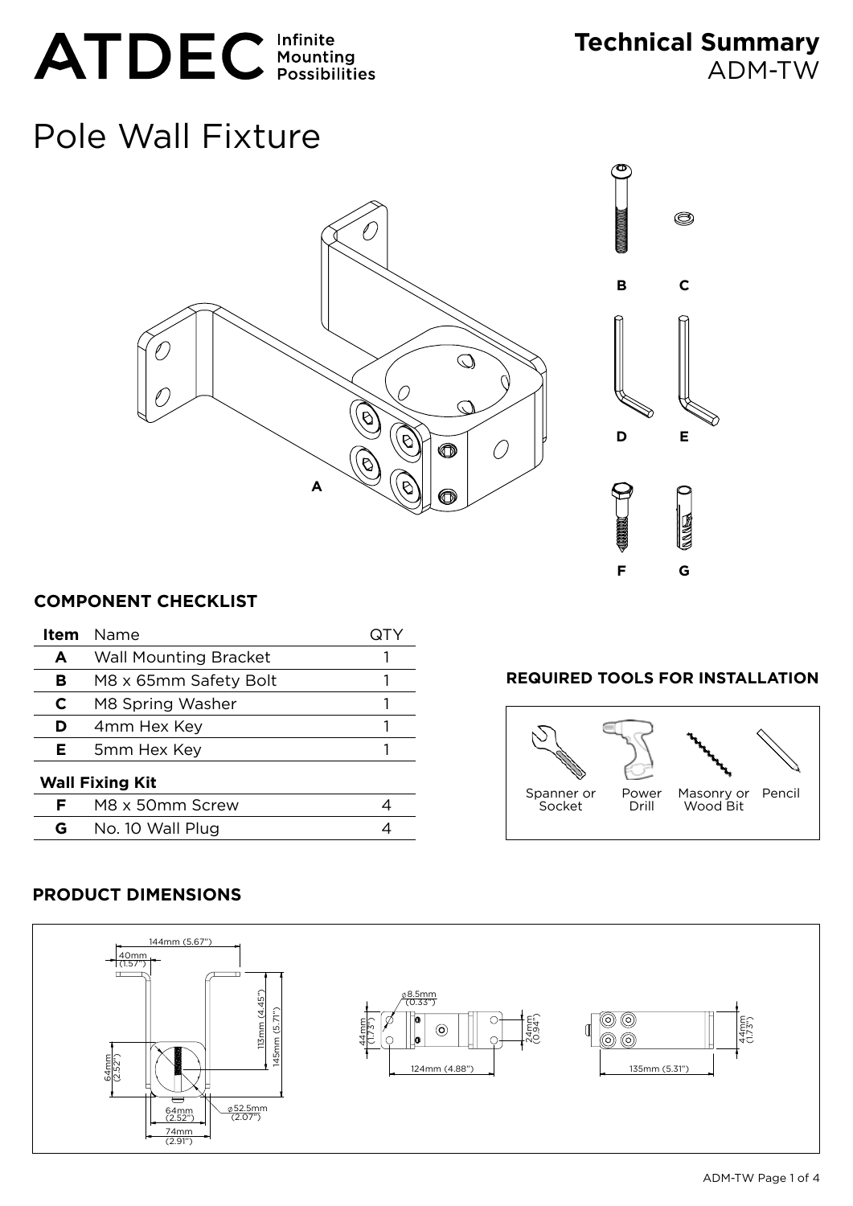# ATDEC Infinite Mounting Possibilities

**Technical Summary**
ADM-TW

# Pole Wall Fixture

A

B C

D E

F G

## COMPONENT CHECKLIST

| Item | Name | QTY |
|---|---|---|
| **A** | Wall Mounting Bracket | 1 |
| **B** | M8 x 65mm Safety Bolt | 1 |
| **C** | M8 Spring Washer | 1 |
| **D** | 4mm Hex Key | 1 |
| **E** | 5mm Hex Key | 1 |
| **Wall Fixing Kit** | | |
| **F** | M8 x 50mm Screw | 4 |
| **G** | No. 10 Wall Plug | 4 |

## REQUIRED TOOLS FOR INSTALLATION

Spanner or Socket | Power Drill | Masonry or Wood Bit | Pencil

## PRODUCT DIMENSIONS

144mm (5.67")
40mm (1.57")
113mm (4.45")
145mm (5.71")
64mm (2.52")
64mm (2.52")
74mm (2.91")
ø52.5mm (2.07")

ø8.5mm (0.33")
44mm (1.73")
24mm (0.94")
124mm (4.88")

44mm (1.73")
135mm (5.31")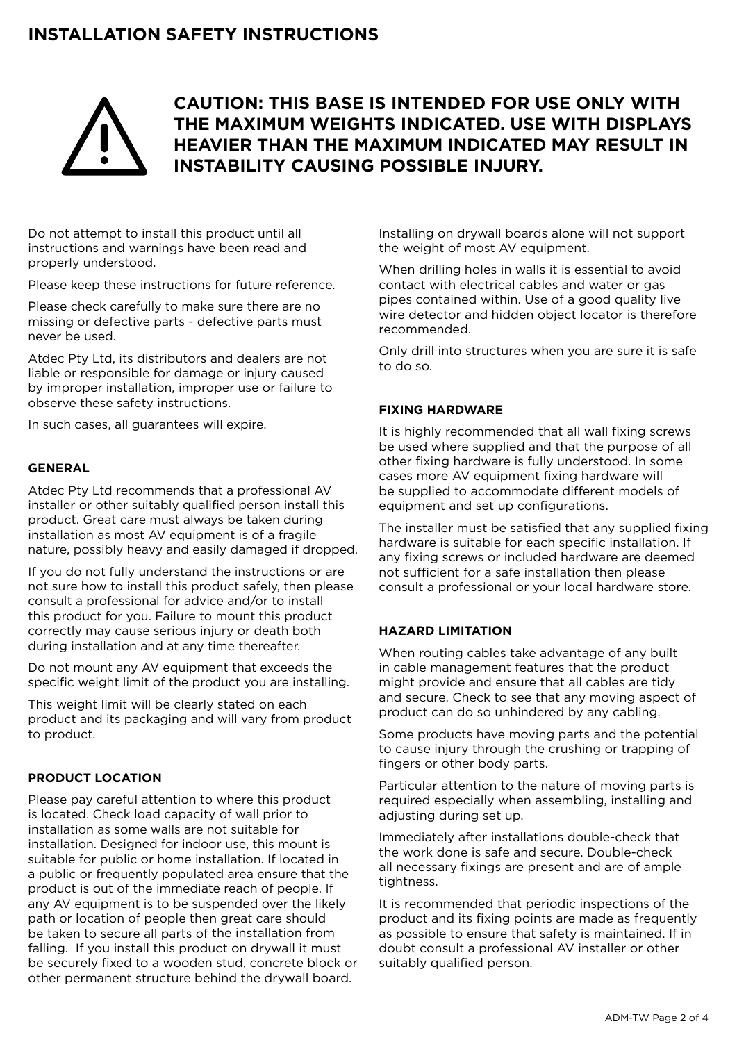# INSTALLATION SAFETY INSTRUCTIONS

**CAUTION: THIS BASE IS INTENDED FOR USE ONLY WITH THE MAXIMUM WEIGHTS INDICATED. USE WITH DISPLAYS HEAVIER THAN THE MAXIMUM INDICATED MAY RESULT IN INSTABILITY CAUSING POSSIBLE INJURY.**

Do not attempt to install this product until all instructions and warnings have been read and properly understood.

Please keep these instructions for future reference.

Please check carefully to make sure there are no missing or defective parts - defective parts must never be used.

Atdec Pty Ltd, its distributors and dealers are not liable or responsible for damage or injury caused by improper installation, improper use or failure to observe these safety instructions.

In such cases, all guarantees will expire.

### GENERAL

Atdec Pty Ltd recommends that a professional AV installer or other suitably qualified person install this product. Great care must always be taken during installation as most AV equipment is of a fragile nature, possibly heavy and easily damaged if dropped.

If you do not fully understand the instructions or are not sure how to install this product safely, then please consult a professional for advice and/or to install this product for you. Failure to mount this product correctly may cause serious injury or death both during installation and at any time thereafter.

Do not mount any AV equipment that exceeds the specific weight limit of the product you are installing.

This weight limit will be clearly stated on each product and its packaging and will vary from product to product.

### PRODUCT LOCATION

Please pay careful attention to where this product is located. Check load capacity of wall prior to installation as some walls are not suitable for installation. Designed for indoor use, this mount is suitable for public or home installation. If located in a public or frequently populated area ensure that the product is out of the immediate reach of people. If any AV equipment is to be suspended over the likely path or location of people then great care should be taken to secure all parts of the installation from falling. If you install this product on drywall it must be securely fixed to a wooden stud, concrete block or other permanent structure behind the drywall board.

Installing on drywall boards alone will not support the weight of most AV equipment.

When drilling holes in walls it is essential to avoid contact with electrical cables and water or gas pipes contained within. Use of a good quality live wire detector and hidden object locator is therefore recommended.

Only drill into structures when you are sure it is safe to do so.

### FIXING HARDWARE

It is highly recommended that all wall fixing screws be used where supplied and that the purpose of all other fixing hardware is fully understood. In some cases more AV equipment fixing hardware will be supplied to accommodate different models of equipment and set up configurations.

The installer must be satisfied that any supplied fixing hardware is suitable for each specific installation. If any fixing screws or included hardware are deemed not sufficient for a safe installation then please consult a professional or your local hardware store.

### HAZARD LIMITATION

When routing cables take advantage of any built in cable management features that the product might provide and ensure that all cables are tidy and secure. Check to see that any moving aspect of product can do so unhindered by any cabling.

Some products have moving parts and the potential to cause injury through the crushing or trapping of fingers or other body parts.

Particular attention to the nature of moving parts is required especially when assembling, installing and adjusting during set up.

Immediately after installations double-check that the work done is safe and secure. Double-check all necessary fixings are present and are of ample tightness.

It is recommended that periodic inspections of the product and its fixing points are made as frequently as possible to ensure that safety is maintained. If in doubt consult a professional AV installer or other suitably qualified person.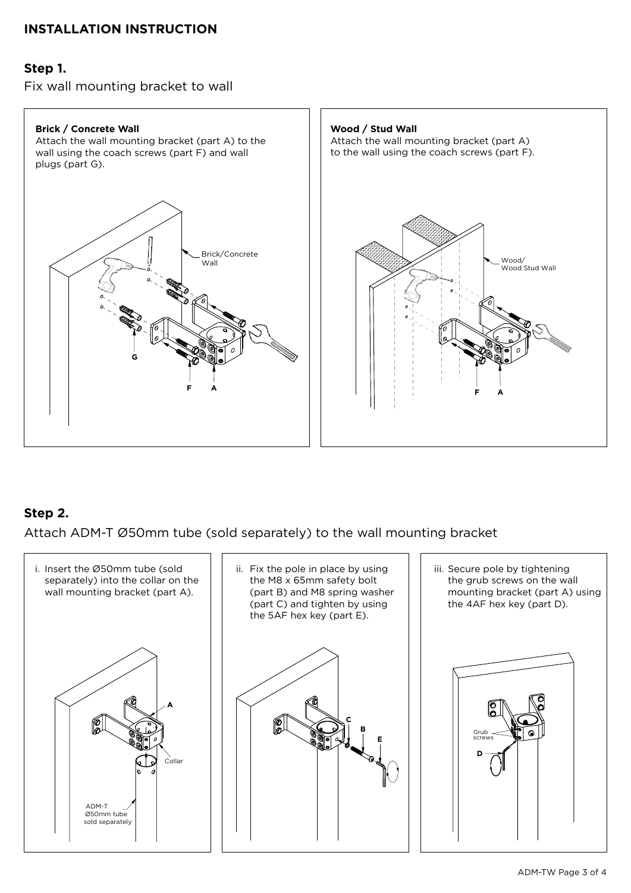## INSTALLATION INSTRUCTION

### Step 1.

Fix wall mounting bracket to wall

**Brick / Concrete Wall**

Attach the wall mounting bracket (part A) to the wall using the coach screws (part F) and wall plugs (part G).

Brick/Concrete Wall

G

F A

**Wood / Stud Wall**

Attach the wall mounting bracket (part A) to the wall using the coach screws (part F).

Wood/ Wood Stud Wall

F A

### Step 2.

Attach ADM-T Ø50mm tube (sold separately) to the wall mounting bracket

i. Insert the Ø50mm tube (sold separately) into the collar on the wall mounting bracket (part A).

A

Collar

ADM-T Ø50mm tube sold separately

ii. Fix the pole in place by using the M8 x 65mm safety bolt (part B) and M8 spring washer (part C) and tighten by using the 5AF hex key (part E).

C

B

E

iii. Secure pole by tightening the grub screws on the wall mounting bracket (part A) using the 4AF hex key (part D).

Grub screws

D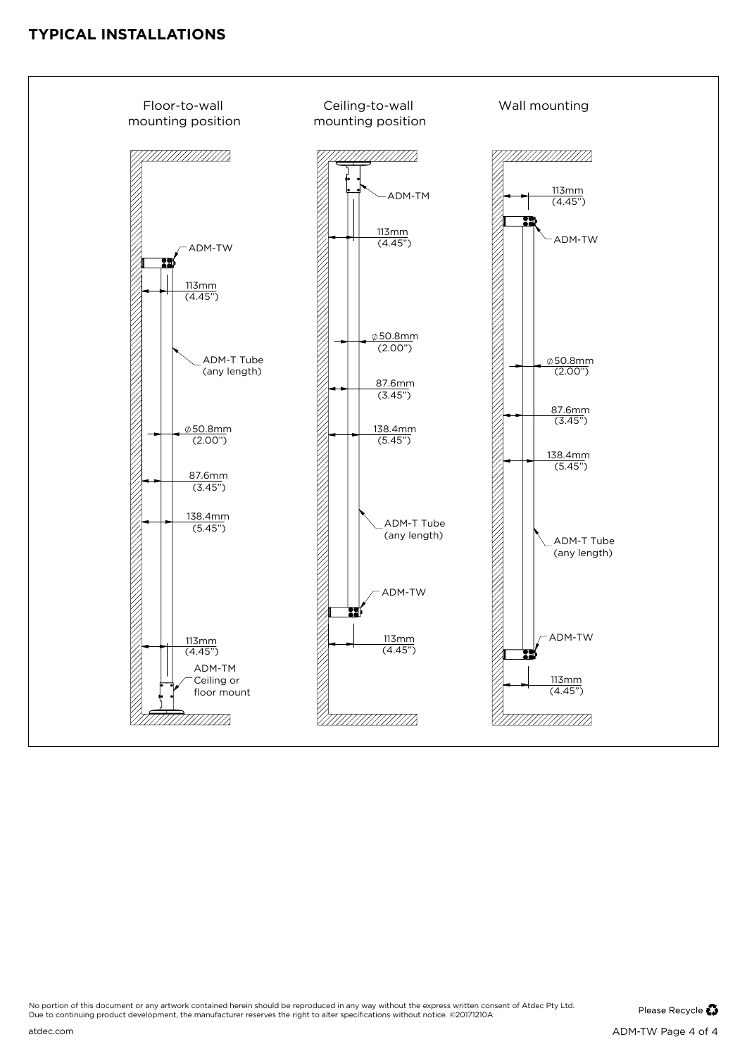## TYPICAL INSTALLATIONS

Floor-to-wall mounting position

ADM-TW

113mm (4.45")

ADM-T Tube (any length)

⌀50.8mm (2.00")

87.6mm (3.45")

138.4mm (5.45")

113mm (4.45")

ADM-TM Ceiling or floor mount

Ceiling-to-wall mounting position

ADM-TM

113mm (4.45")

⌀50.8mm (2.00")

87.6mm (3.45")

138.4mm (5.45")

ADM-T Tube (any length)

ADM-TW

113mm (4.45")

Wall mounting

113mm (4.45")

ADM-TW

⌀50.8mm (2.00")

87.6mm (3.45")

138.4mm (5.45")

ADM-T Tube (any length)

ADM-TW

113mm (4.45")

No portion of this document or any artwork contained herein should be reproduced in any way without the express written consent of Atdec Pty Ltd. Due to continuing product development, the manufacturer reserves the right to alter specifications without notice. ©20171210A

Please Recycle

atdec.com